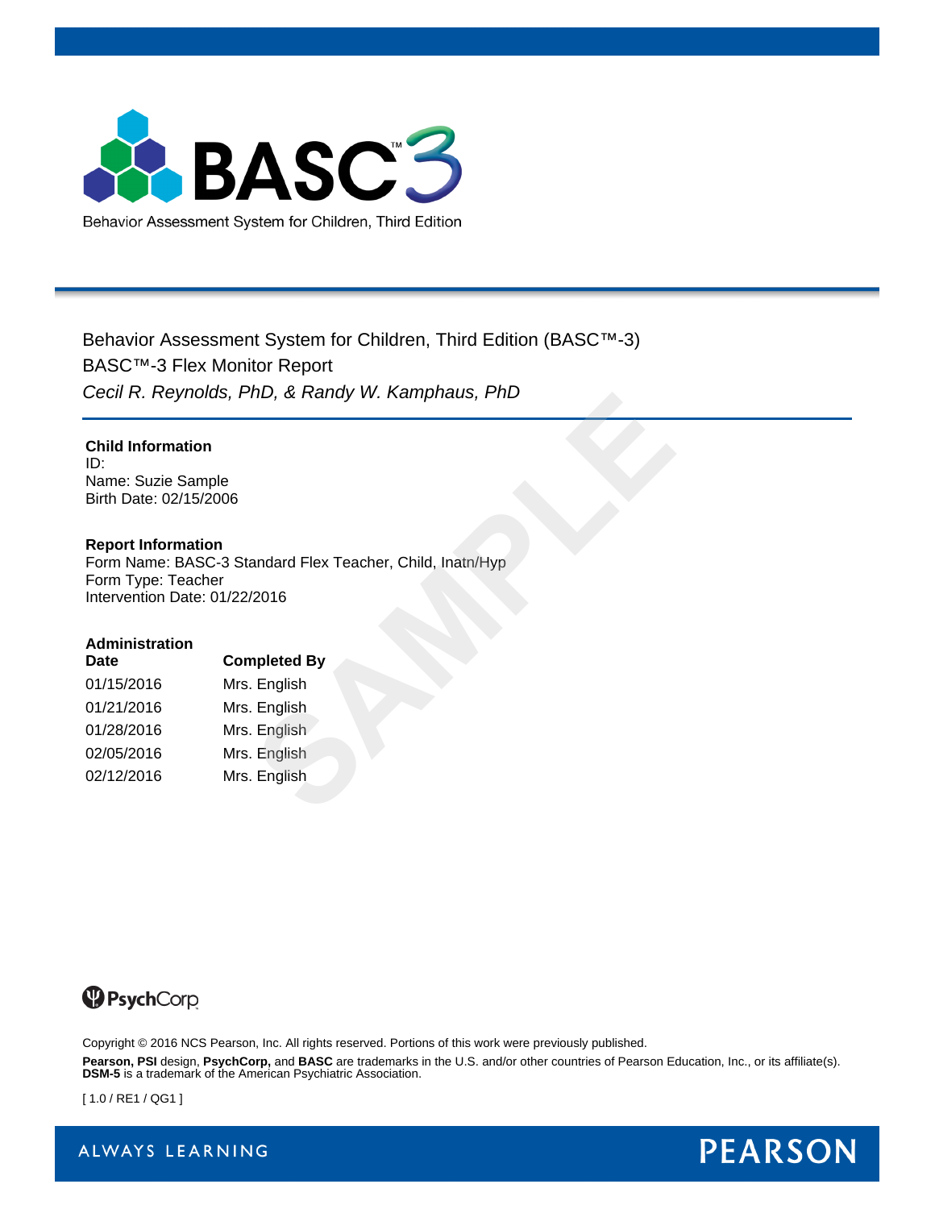# BASC™3

Behavior Assessment System for Children, Third Edition

Behavior Assessment System for Children, Third Edition (BASC™-3)

BASC™-3 Flex Monitor Report

*Cecil R. Reynolds, PhD, & Randy W. Kamphaus, PhD*

**Child Information**
ID:
Name: Suzie Sample
Birth Date: 02/15/2006

**Report Information**
Form Name: BASC-3 Standard Flex Teacher, Child, Inatn/Hyp
Form Type: Teacher
Intervention Date: 01/22/2016

| Administration Date | Completed By |
|---|---|
| 01/15/2016 | Mrs. English |
| 01/21/2016 | Mrs. English |
| 01/28/2016 | Mrs. English |
| 02/05/2016 | Mrs. English |
| 02/12/2016 | Mrs. English |

PsychCorp

Copyright © 2016 NCS Pearson, Inc. All rights reserved. Portions of this work were previously published.

**Pearson, PSI** design, **PsychCorp,** and **BASC** are trademarks in the U.S. and/or other countries of Pearson Education, Inc., or its affiliate(s). **DSM-5** is a trademark of the American Psychiatric Association.

[ 1.0 / RE1 / QG1 ]

ALWAYS LEARNING PEARSON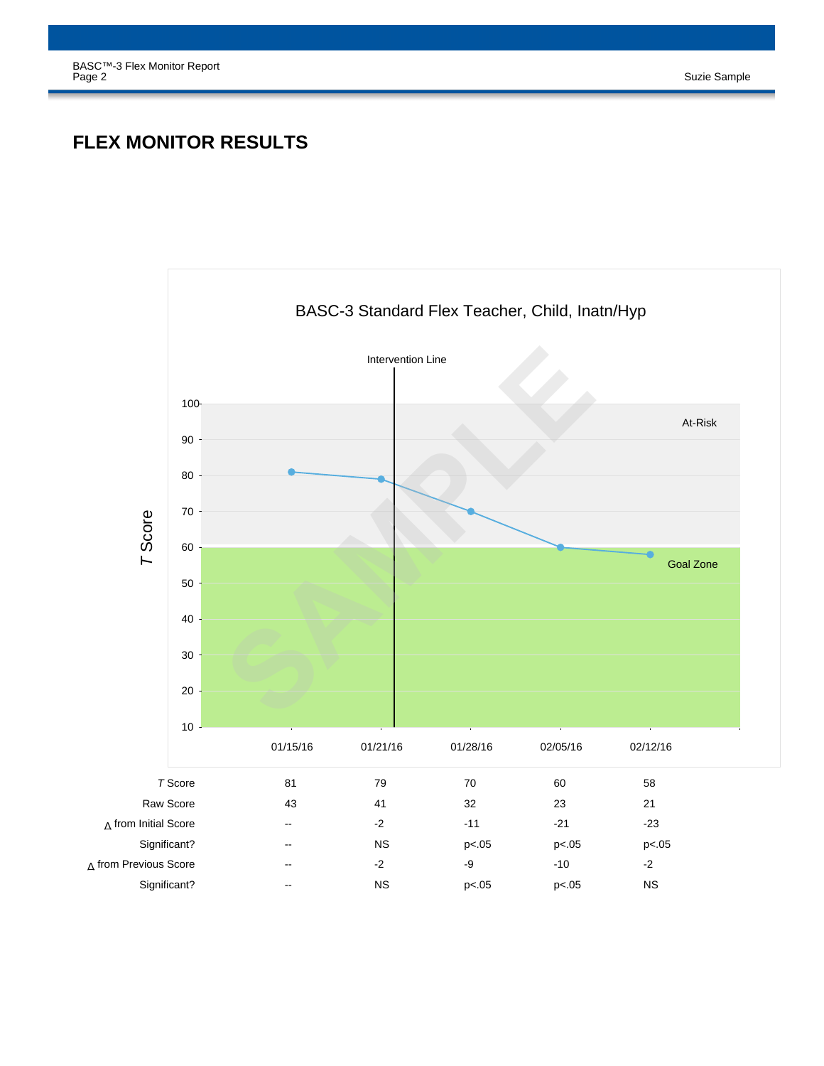# FLEX MONITOR RESULTS

BASC-3 Standard Flex Teacher, Child, Inatn/Hyp

| | 01/15/16 | 01/21/16 | 01/28/16 | 02/05/16 | 02/12/16 |
|---|---|---|---|---|---|
| *T* Score | 81 | 79 | 70 | 60 | 58 |
| Raw Score | 43 | 41 | 32 | 23 | 21 |
| Δ from Initial Score | -- | -2 | -11 | -21 | -23 |
| Significant? | -- | NS | p<.05 | p<.05 | p<.05 |
| Δ from Previous Score | -- | -2 | -9 | -10 | -2 |
| Significant? | -- | NS | p<.05 | p<.05 | NS |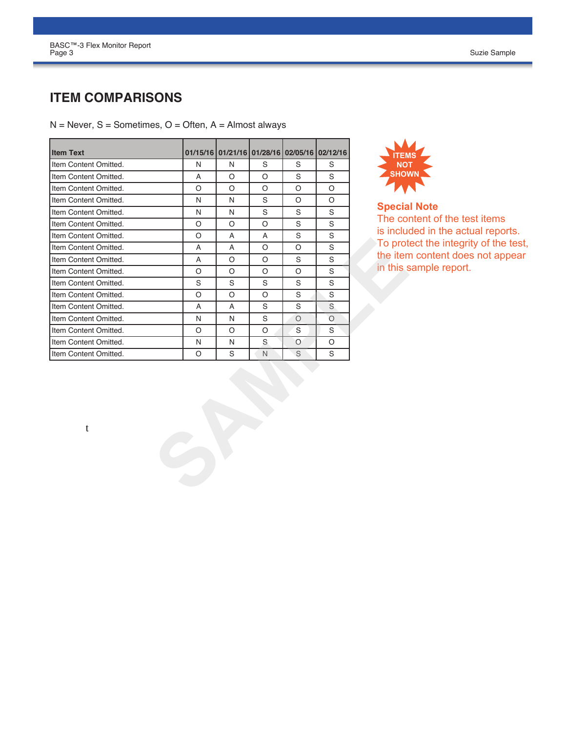## ITEM COMPARISONS

N = Never, S = Sometimes, O = Often, A = Almost always

| Item Text | 01/15/16 | 01/21/16 | 01/28/16 | 02/05/16 | 02/12/16 |
|---|---|---|---|---|---|
| Item Content Omitted. | N | N | S | S | S |
| Item Content Omitted. | A | O | O | S | S |
| Item Content Omitted. | O | O | O | O | O |
| Item Content Omitted. | N | N | S | O | O |
| Item Content Omitted. | N | N | S | S | S |
| Item Content Omitted. | O | O | O | S | S |
| Item Content Omitted. | O | A | A | S | S |
| Item Content Omitted. | A | A | O | O | S |
| Item Content Omitted. | A | O | O | S | S |
| Item Content Omitted. | O | O | O | O | S |
| Item Content Omitted. | S | S | S | S | S |
| Item Content Omitted. | O | O | O | S | S |
| Item Content Omitted. | A | A | S | S | S |
| Item Content Omitted. | N | N | S | O | O |
| Item Content Omitted. | O | O | O | S | S |
| Item Content Omitted. | N | N | S | O | O |
| Item Content Omitted. | O | S | N | S | S |

ITEMS NOT SHOWN

**Special Note**
The content of the test items is included in the actual reports. To protect the integrity of the test, the item content does not appear in this sample report.

t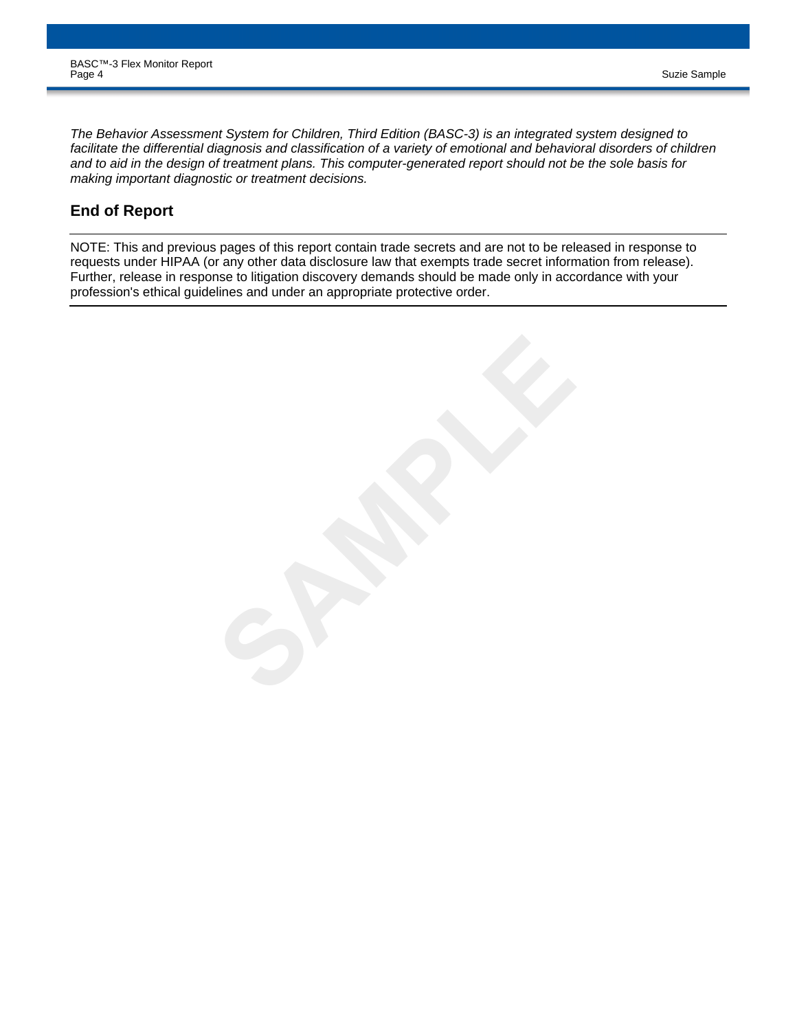*The Behavior Assessment System for Children, Third Edition (BASC-3) is an integrated system designed to facilitate the differential diagnosis and classification of a variety of emotional and behavioral disorders of children and to aid in the design of treatment plans. This computer-generated report should not be the sole basis for making important diagnostic or treatment decisions.*

## End of Report

---

NOTE: This and previous pages of this report contain trade secrets and are not to be released in response to requests under HIPAA (or any other data disclosure law that exempts trade secret information from release). Further, release in response to litigation discovery demands should be made only in accordance with your profession's ethical guidelines and under an appropriate protective order.

---